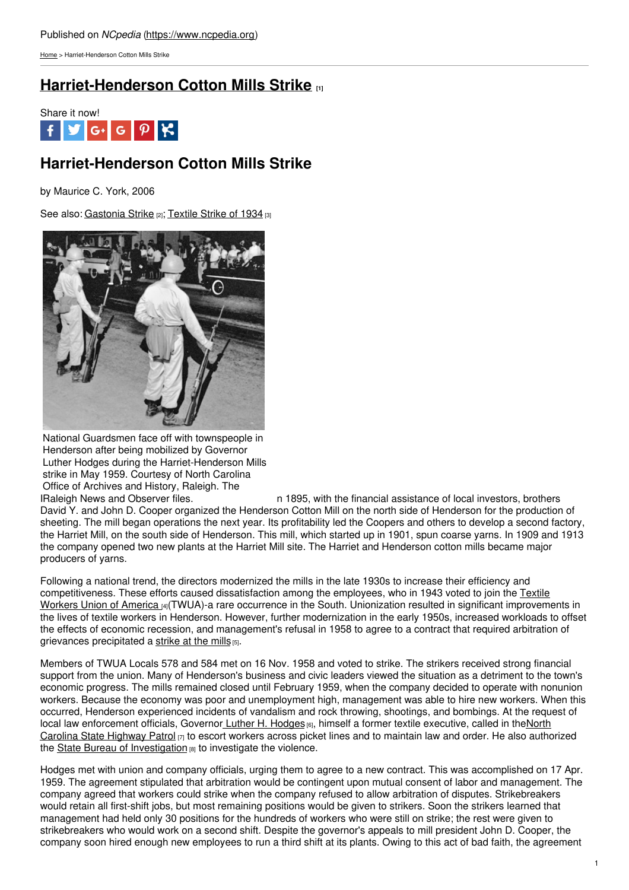Published on *NCpedia* (https://www.ncpedia.org)

Home > Harriet-Henderson Cotton Mills Strike

# Harriet-Henderson Cotton Mills Strike [1]

Share it now!

## Harriet-Henderson Cotton Mills Strike

by Maurice C. York, 2006

See also: Gastonia Strike [2]; Textile Strike of 1934 [3]

National Guardsmen face off with townspeople in Henderson after being mobilized by Governor Luther Hodges during the Harriet-Henderson Mills strike in May 1959. Courtesy of North Carolina Office of Archives and History, Raleigh. The Raleigh News and Observer files.

In 1895, with the financial assistance of local investors, brothers David Y. and John D. Cooper organized the Henderson Cotton Mill on the north side of Henderson for the production of sheeting. The mill began operations the next year. Its profitability led the Coopers and others to develop a second factory, the Harriet Mill, on the south side of Henderson. This mill, which started up in 1901, spun coarse yarns. In 1909 and 1913 the company opened two new plants at the Harriet Mill site. The Harriet and Henderson cotton mills became major producers of yarns.

Following a national trend, the directors modernized the mills in the late 1930s to increase their efficiency and competitiveness. These efforts caused dissatisfaction among the employees, who in 1943 voted to join the Textile Workers Union of America [4](TWUA)-a rare occurrence in the South. Unionization resulted in significant improvements in the lives of textile workers in Henderson. However, further modernization in the early 1950s, increased workloads to offset the effects of economic recession, and management's refusal in 1958 to agree to a contract that required arbitration of grievances precipitated a strike at the mills [5].

Members of TWUA Locals 578 and 584 met on 16 Nov. 1958 and voted to strike. The strikers received strong financial support from the union. Many of Henderson's business and civic leaders viewed the situation as a detriment to the town's economic progress. The mills remained closed until February 1959, when the company decided to operate with nonunion workers. Because the economy was poor and unemployment high, management was able to hire new workers. When this occurred, Henderson experienced incidents of vandalism and rock throwing, shootings, and bombings. At the request of local law enforcement officials, Governor Luther H. Hodges [6], himself a former textile executive, called in the North Carolina State Highway Patrol [7] to escort workers across picket lines and to maintain law and order. He also authorized the State Bureau of Investigation [8] to investigate the violence.

Hodges met with union and company officials, urging them to agree to a new contract. This was accomplished on 17 Apr. 1959. The agreement stipulated that arbitration would be contingent upon mutual consent of labor and management. The company agreed that workers could strike when the company refused to allow arbitration of disputes. Strikebreakers would retain all first-shift jobs, but most remaining positions would be given to strikers. Soon the strikers learned that management had held only 30 positions for the hundreds of workers who were still on strike; the rest were given to strikebreakers who would work on a second shift. Despite the governor's appeals to mill president John D. Cooper, the company soon hired enough new employees to run a third shift at its plants. Owing to this act of bad faith, the agreement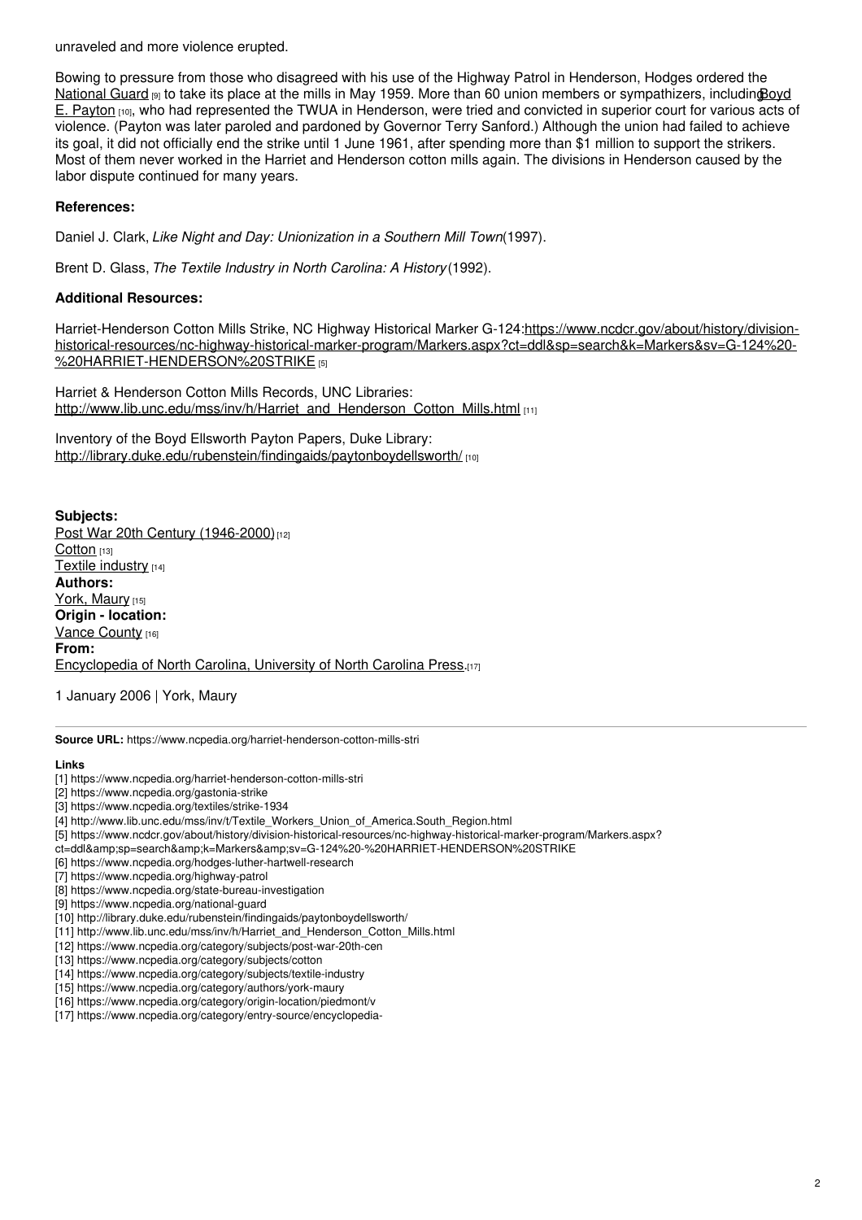unraveled and more violence erupted.

Bowing to pressure from those who disagreed with his use of the Highway Patrol in Henderson, Hodges ordered the National Guard [9] to take its place at the mills in May 1959. More than 60 union members or sympathizers, including Boyd E. Payton [10], who had represented the TWUA in Henderson, were tried and convicted in superior court for various acts of violence. (Payton was later paroled and pardoned by Governor Terry Sanford.) Although the union had failed to achieve its goal, it did not officially end the strike until 1 June 1961, after spending more than $1 million to support the strikers. Most of them never worked in the Harriet and Henderson cotton mills again. The divisions in Henderson caused by the labor dispute continued for many years.

### References:

Daniel J. Clark, *Like Night and Day: Unionization in a Southern Mill Town* (1997).

Brent D. Glass, *The Textile Industry in North Carolina: A History* (1992).

### Additional Resources:

Harriet-Henderson Cotton Mills Strike, NC Highway Historical Marker G-124: https://www.ncdcr.gov/about/history/division-historical-resources/nc-highway-historical-marker-program/Markers.aspx?ct=ddl&sp=search&k=Markers&sv=G-124%20-%20HARRIET-HENDERSON%20STRIKE [5]

Harriet & Henderson Cotton Mills Records, UNC Libraries: http://www.lib.unc.edu/mss/inv/h/Harriet_and_Henderson_Cotton_Mills.html [11]

Inventory of the Boyd Ellsworth Payton Papers, Duke Library: http://library.duke.edu/rubenstein/findingaids/paytonboydellsworth/ [10]

**Subjects:**
Post War 20th Century (1946-2000) [12]
Cotton [13]
Textile industry [14]
**Authors:**
York, Maury [15]
**Origin - location:**
Vance County [16]
**From:**
Encyclopedia of North Carolina, University of North Carolina Press. [17]

1 January 2006 | York, Maury

**Source URL:** https://www.ncpedia.org/harriet-henderson-cotton-mills-stri

**Links**
[1] https://www.ncpedia.org/harriet-henderson-cotton-mills-stri
[2] https://www.ncpedia.org/gastonia-strike
[3] https://www.ncpedia.org/textiles/strike-1934
[4] http://www.lib.unc.edu/mss/inv/t/Textile_Workers_Union_of_America.South_Region.html
[5] https://www.ncdcr.gov/about/history/division-historical-resources/nc-highway-historical-marker-program/Markers.aspx?ct=ddl&amp;sp=search&amp;k=Markers&amp;sv=G-124%20-%20HARRIET-HENDERSON%20STRIKE
[6] https://www.ncpedia.org/hodges-luther-hartwell-research
[7] https://www.ncpedia.org/highway-patrol
[8] https://www.ncpedia.org/state-bureau-investigation
[9] https://www.ncpedia.org/national-guard
[10] http://library.duke.edu/rubenstein/findingaids/paytonboydellsworth/
[11] http://www.lib.unc.edu/mss/inv/h/Harriet_and_Henderson_Cotton_Mills.html
[12] https://www.ncpedia.org/category/subjects/post-war-20th-cen
[13] https://www.ncpedia.org/category/subjects/cotton
[14] https://www.ncpedia.org/category/subjects/textile-industry
[15] https://www.ncpedia.org/category/authors/york-maury
[16] https://www.ncpedia.org/category/origin-location/piedmont/v
[17] https://www.ncpedia.org/category/entry-source/encyclopedia-